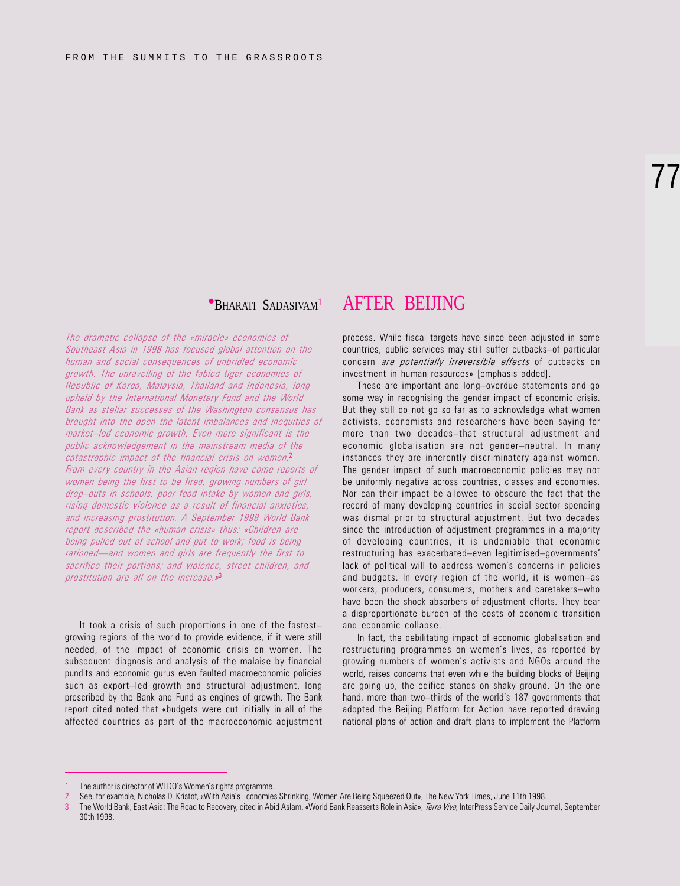# AFTER BEIJING

**BHARATI SADASIVAM**[1]

*The dramatic collapse of the «miracle» economies of Southeast Asia in 1998 has focused global attention on the human and social consequences of unbridled economic growth. The unravelling of the fabled tiger economies of Republic of Korea, Malaysia, Thailand and Indonesia, long upheld by the International Monetary Fund and the World Bank as stellar successes of the Washington consensus has brought into the open the latent imbalances and inequities of market–led economic growth. Even more significant is the public acknowledgement in the mainstream media of the catastrophic impact of the financial crisis on women.[2] From every country in the Asian region have come reports of women being the first to be fired, growing numbers of girl drop–outs in schools, poor food intake by women and girls, rising domestic violence as a result of financial anxieties, and increasing prostitution. A September 1998 World Bank report described the «human crisis» thus: «Children are being pulled out of school and put to work; food is being rationed—and women and girls are frequently the first to sacrifice their portions; and violence, street children, and prostitution are all on the increase.»[3]*

It took a crisis of such proportions in one of the fastest–growing regions of the world to provide evidence, if it were still needed, of the impact of economic crisis on women. The subsequent diagnosis and analysis of the malaise by financial pundits and economic gurus even faulted macroeconomic policies such as export–led growth and structural adjustment, long prescribed by the Bank and Fund as engines of growth. The Bank report cited noted that «budgets were cut initially in all of the affected countries as part of the macroeconomic adjustment process. While fiscal targets have since been adjusted in some countries, public services may still suffer cutbacks–of particular concern *are potentially irreversible effects* of cutbacks on investment in human resources» [emphasis added].

These are important and long–overdue statements and go some way in recognising the gender impact of economic crisis. But they still do not go so far as to acknowledge what women activists, economists and researchers have been saying for more than two decades–that structural adjustment and economic globalisation are not gender–neutral. In many instances they are inherently discriminatory against women. The gender impact of such macroeconomic policies may not be uniformly negative across countries, classes and economies. Nor can their impact be allowed to obscure the fact that the record of many developing countries in social sector spending was dismal prior to structural adjustment. But two decades since the introduction of adjustment programmes in a majority of developing countries, it is undeniable that economic restructuring has exacerbated–even legitimised–governments' lack of political will to address women's concerns in policies and budgets. In every region of the world, it is women–as workers, producers, consumers, mothers and caretakers–who have been the shock absorbers of adjustment efforts. They bear a disproportionate burden of the costs of economic transition and economic collapse.

In fact, the debilitating impact of economic globalisation and restructuring programmes on women's lives, as reported by growing numbers of women's activists and NGOs around the world, raises concerns that even while the building blocks of Beijing are going up, the edifice stands on shaky ground. On the one hand, more than two–thirds of the world's 187 governments that adopted the Beijing Platform for Action have reported drawing national plans of action and draft plans to implement the Platform

---

1 The author is director of WEDO's Women's rights programme.

2 See, for example, Nicholas D. Kristof, «With Asia's Economies Shrinking, Women Are Being Squeezed Out», The New York Times, June 11th 1998.

3 The World Bank, East Asia: The Road to Recovery, cited in Abid Aslam, «World Bank Reasserts Role in Asia», *Terra Viva*, InterPress Service Daily Journal, September 30th 1998.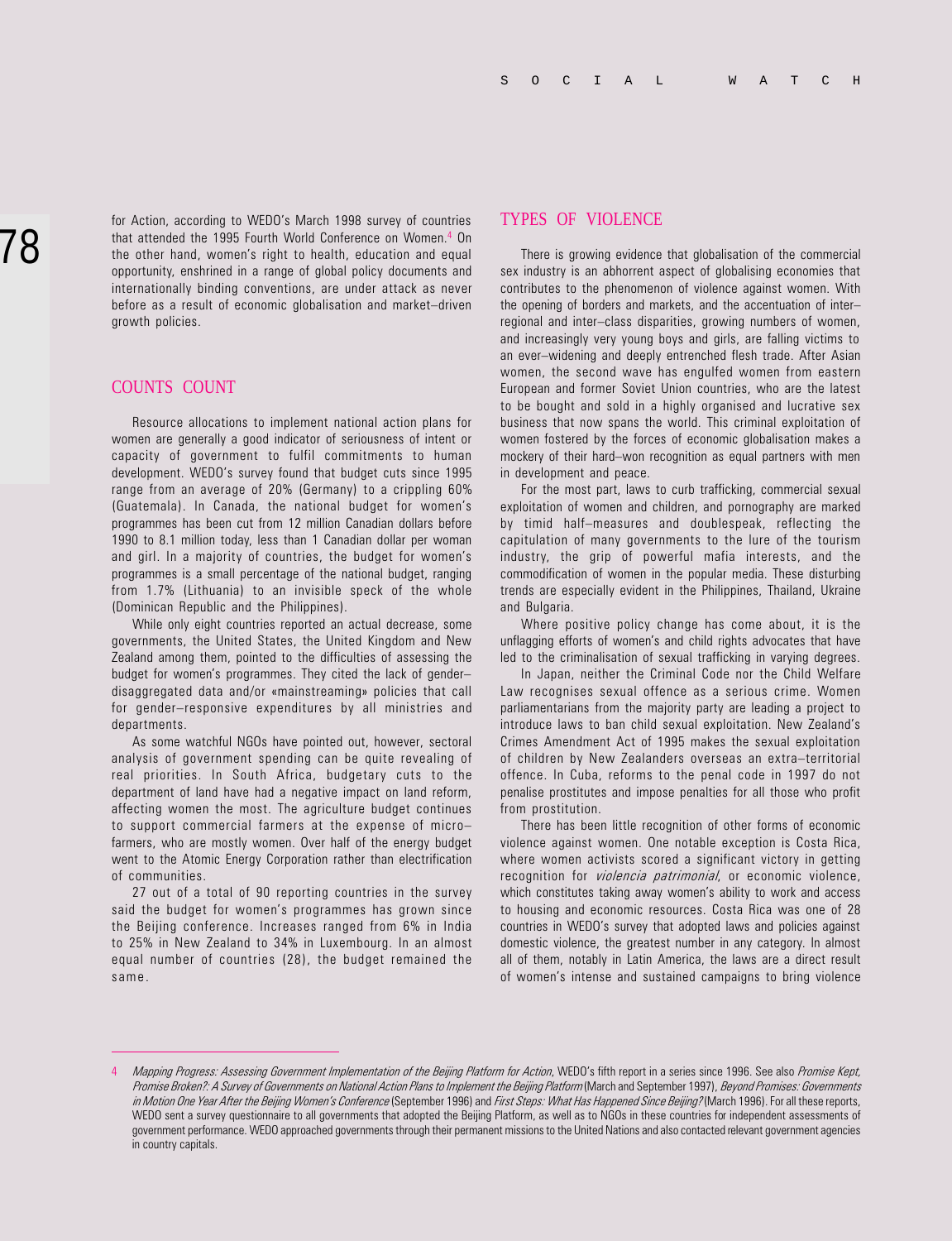for Action, according to WEDO's March 1998 survey of countries that attended the 1995 Fourth World Conference on Women.[4] On the other hand, women's right to health, education and equal opportunity, enshrined in a range of global policy documents and internationally binding conventions, are under attack as never before as a result of economic globalisation and market–driven growth policies.

## COUNTS COUNT

Resource allocations to implement national action plans for women are generally a good indicator of seriousness of intent or capacity of government to fulfil commitments to human development. WEDO's survey found that budget cuts since 1995 range from an average of 20% (Germany) to a crippling 60% (Guatemala). In Canada, the national budget for women's programmes has been cut from 12 million Canadian dollars before 1990 to 8.1 million today, less than 1 Canadian dollar per woman and girl. In a majority of countries, the budget for women's programmes is a small percentage of the national budget, ranging from 1.7% (Lithuania) to an invisible speck of the whole (Dominican Republic and the Philippines).

While only eight countries reported an actual decrease, some governments, the United States, the United Kingdom and New Zealand among them, pointed to the difficulties of assessing the budget for women's programmes. They cited the lack of gender–disaggregated data and/or «mainstreaming» policies that call for gender–responsive expenditures by all ministries and departments.

As some watchful NGOs have pointed out, however, sectoral analysis of government spending can be quite revealing of real priorities. In South Africa, budgetary cuts to the department of land have had a negative impact on land reform, affecting women the most. The agriculture budget continues to support commercial farmers at the expense of micro–farmers, who are mostly women. Over half of the energy budget went to the Atomic Energy Corporation rather than electrification of communities.

27 out of a total of 90 reporting countries in the survey said the budget for women's programmes has grown since the Beijing conference. Increases ranged from 6% in India to 25% in New Zealand to 34% in Luxembourg. In an almost equal number of countries (28), the budget remained the same.

## TYPES OF VIOLENCE

There is growing evidence that globalisation of the commercial sex industry is an abhorrent aspect of globalising economies that contributes to the phenomenon of violence against women. With the opening of borders and markets, and the accentuation of inter–regional and inter–class disparities, growing numbers of women, and increasingly very young boys and girls, are falling victims to an ever–widening and deeply entrenched flesh trade. After Asian women, the second wave has engulfed women from eastern European and former Soviet Union countries, who are the latest to be bought and sold in a highly organised and lucrative sex business that now spans the world. This criminal exploitation of women fostered by the forces of economic globalisation makes a mockery of their hard–won recognition as equal partners with men in development and peace.

For the most part, laws to curb trafficking, commercial sexual exploitation of women and children, and pornography are marked by timid half–measures and doublespeak, reflecting the capitulation of many governments to the lure of the tourism industry, the grip of powerful mafia interests, and the commodification of women in the popular media. These disturbing trends are especially evident in the Philippines, Thailand, Ukraine and Bulgaria.

Where positive policy change has come about, it is the unflagging efforts of women's and child rights advocates that have led to the criminalisation of sexual trafficking in varying degrees.

In Japan, neither the Criminal Code nor the Child Welfare Law recognises sexual offence as a serious crime. Women parliamentarians from the majority party are leading a project to introduce laws to ban child sexual exploitation. New Zealand's Crimes Amendment Act of 1995 makes the sexual exploitation of children by New Zealanders overseas an extra–territorial offence. In Cuba, reforms to the penal code in 1997 do not penalise prostitutes and impose penalties for all those who profit from prostitution.

There has been little recognition of other forms of economic violence against women. One notable exception is Costa Rica, where women activists scored a significant victory in getting recognition for *violencia patrimonial*, or economic violence, which constitutes taking away women's ability to work and access to housing and economic resources. Costa Rica was one of 28 countries in WEDO's survey that adopted laws and policies against domestic violence, the greatest number in any category. In almost all of them, notably in Latin America, the laws are a direct result of women's intense and sustained campaigns to bring violence

---

4 *Mapping Progress: Assessing Government Implementation of the Beijing Platform for Action*, WEDO's fifth report in a series since 1996. See also *Promise Kept, Promise Broken?: A Survey of Governments on National Action Plans to Implement the Beijing Platform* (March and September 1997), *Beyond Promises: Governments in Motion One Year After the Beijing Women's Conference* (September 1996) and *First Steps: What Has Happened Since Beijing?* (March 1996). For all these reports, WEDO sent a survey questionnaire to all governments that adopted the Beijing Platform, as well as to NGOs in these countries for independent assessments of government performance. WEDO approached governments through their permanent missions to the United Nations and also contacted relevant government agencies in country capitals.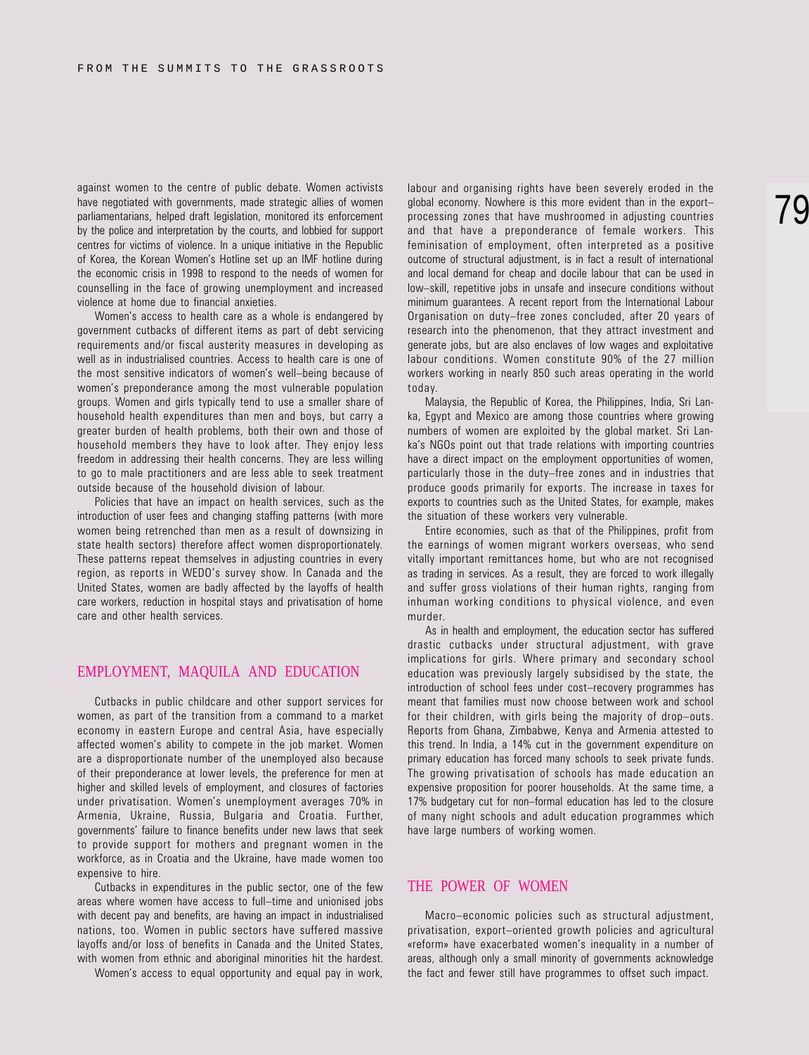against women to the centre of public debate. Women activists have negotiated with governments, made strategic allies of women parliamentarians, helped draft legislation, monitored its enforcement by the police and interpretation by the courts, and lobbied for support centres for victims of violence. In a unique initiative in the Republic of Korea, the Korean Women's Hotline set up an IMF hotline during the economic crisis in 1998 to respond to the needs of women for counselling in the face of growing unemployment and increased violence at home due to financial anxieties.

Women's access to health care as a whole is endangered by government cutbacks of different items as part of debt servicing requirements and/or fiscal austerity measures in developing as well as in industrialised countries. Access to health care is one of the most sensitive indicators of women's well–being because of women's preponderance among the most vulnerable population groups. Women and girls typically tend to use a smaller share of household health expenditures than men and boys, but carry a greater burden of health problems, both their own and those of household members they have to look after. They enjoy less freedom in addressing their health concerns. They are less willing to go to male practitioners and are less able to seek treatment outside because of the household division of labour.

Policies that have an impact on health services, such as the introduction of user fees and changing staffing patterns (with more women being retrenched than men as a result of downsizing in state health sectors) therefore affect women disproportionately. These patterns repeat themselves in adjusting countries in every region, as reports in WEDO's survey show. In Canada and the United States, women are badly affected by the layoffs of health care workers, reduction in hospital stays and privatisation of home care and other health services.

## EMPLOYMENT, MAQUILA AND EDUCATION

Cutbacks in public childcare and other support services for women, as part of the transition from a command to a market economy in eastern Europe and central Asia, have especially affected women's ability to compete in the job market. Women are a disproportionate number of the unemployed also because of their preponderance at lower levels, the preference for men at higher and skilled levels of employment, and closures of factories under privatisation. Women's unemployment averages 70% in Armenia, Ukraine, Russia, Bulgaria and Croatia. Further, governments' failure to finance benefits under new laws that seek to provide support for mothers and pregnant women in the workforce, as in Croatia and the Ukraine, have made women too expensive to hire.

Cutbacks in expenditures in the public sector, one of the few areas where women have access to full–time and unionised jobs with decent pay and benefits, are having an impact in industrialised nations, too. Women in public sectors have suffered massive layoffs and/or loss of benefits in Canada and the United States, with women from ethnic and aboriginal minorities hit the hardest.

Women's access to equal opportunity and equal pay in work, labour and organising rights have been severely eroded in the global economy. Nowhere is this more evident than in the export–processing zones that have mushroomed in adjusting countries and that have a preponderance of female workers. This feminisation of employment, often interpreted as a positive outcome of structural adjustment, is in fact a result of international and local demand for cheap and docile labour that can be used in low–skill, repetitive jobs in unsafe and insecure conditions without minimum guarantees. A recent report from the International Labour Organisation on duty–free zones concluded, after 20 years of research into the phenomenon, that they attract investment and generate jobs, but are also enclaves of low wages and exploitative labour conditions. Women constitute 90% of the 27 million workers working in nearly 850 such areas operating in the world today.

Malaysia, the Republic of Korea, the Philippines, India, Sri Lanka, Egypt and Mexico are among those countries where growing numbers of women are exploited by the global market. Sri Lanka's NGOs point out that trade relations with importing countries have a direct impact on the employment opportunities of women, particularly those in the duty–free zones and in industries that produce goods primarily for exports. The increase in taxes for exports to countries such as the United States, for example, makes the situation of these workers very vulnerable.

Entire economies, such as that of the Philippines, profit from the earnings of women migrant workers overseas, who send vitally important remittances home, but who are not recognised as trading in services. As a result, they are forced to work illegally and suffer gross violations of their human rights, ranging from inhuman working conditions to physical violence, and even murder.

As in health and employment, the education sector has suffered drastic cutbacks under structural adjustment, with grave implications for girls. Where primary and secondary school education was previously largely subsidised by the state, the introduction of school fees under cost–recovery programmes has meant that families must now choose between work and school for their children, with girls being the majority of drop–outs. Reports from Ghana, Zimbabwe, Kenya and Armenia attested to this trend. In India, a 14% cut in the government expenditure on primary education has forced many schools to seek private funds. The growing privatisation of schools has made education an expensive proposition for poorer households. At the same time, a 17% budgetary cut for non–formal education has led to the closure of many night schools and adult education programmes which have large numbers of working women.

## THE POWER OF WOMEN

Macro–economic policies such as structural adjustment, privatisation, export–oriented growth policies and agricultural «reform» have exacerbated women's inequality in a number of areas, although only a small minority of governments acknowledge the fact and fewer still have programmes to offset such impact.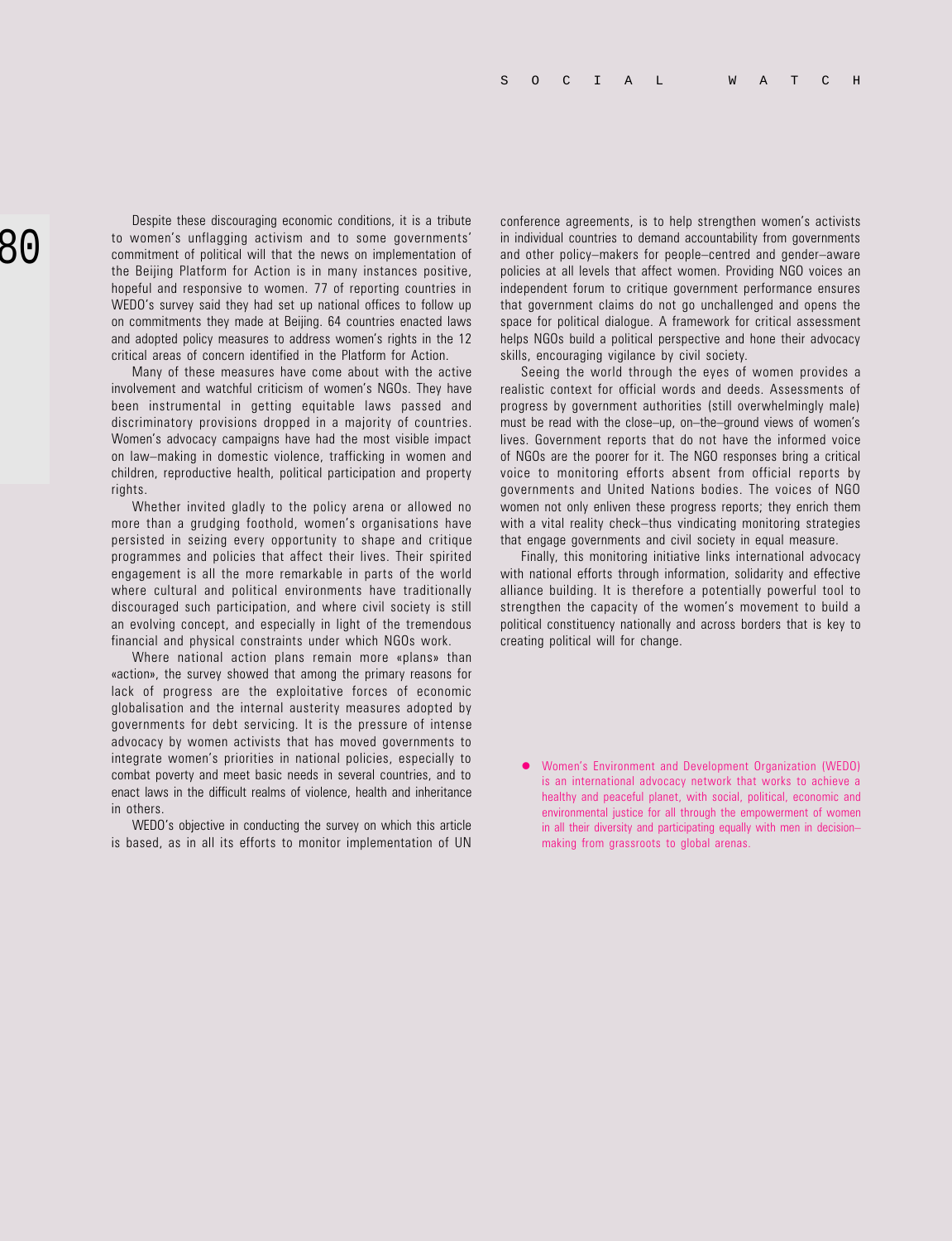Despite these discouraging economic conditions, it is a tribute to women's unflagging activism and to some governments' commitment of political will that the news on implementation of the Beijing Platform for Action is in many instances positive, hopeful and responsive to women. 77 of reporting countries in WEDO's survey said they had set up national offices to follow up on commitments they made at Beijing. 64 countries enacted laws and adopted policy measures to address women's rights in the 12 critical areas of concern identified in the Platform for Action.

Many of these measures have come about with the active involvement and watchful criticism of women's NGOs. They have been instrumental in getting equitable laws passed and discriminatory provisions dropped in a majority of countries. Women's advocacy campaigns have had the most visible impact on law–making in domestic violence, trafficking in women and children, reproductive health, political participation and property rights.

Whether invited gladly to the policy arena or allowed no more than a grudging foothold, women's organisations have persisted in seizing every opportunity to shape and critique programmes and policies that affect their lives. Their spirited engagement is all the more remarkable in parts of the world where cultural and political environments have traditionally discouraged such participation, and where civil society is still an evolving concept, and especially in light of the tremendous financial and physical constraints under which NGOs work.

Where national action plans remain more «plans» than «action», the survey showed that among the primary reasons for lack of progress are the exploitative forces of economic globalisation and the internal austerity measures adopted by governments for debt servicing. It is the pressure of intense advocacy by women activists that has moved governments to integrate women's priorities in national policies, especially to combat poverty and meet basic needs in several countries, and to enact laws in the difficult realms of violence, health and inheritance in others.

WEDO's objective in conducting the survey on which this article is based, as in all its efforts to monitor implementation of UN conference agreements, is to help strengthen women's activists in individual countries to demand accountability from governments and other policy–makers for people–centred and gender–aware policies at all levels that affect women. Providing NGO voices an independent forum to critique government performance ensures that government claims do not go unchallenged and opens the space for political dialogue. A framework for critical assessment helps NGOs build a political perspective and hone their advocacy skills, encouraging vigilance by civil society.

Seeing the world through the eyes of women provides a realistic context for official words and deeds. Assessments of progress by government authorities (still overwhelmingly male) must be read with the close–up, on–the–ground views of women's lives. Government reports that do not have the informed voice of NGOs are the poorer for it. The NGO responses bring a critical voice to monitoring efforts absent from official reports by governments and United Nations bodies. The voices of NGO women not only enliven these progress reports; they enrich them with a vital reality check–thus vindicating monitoring strategies that engage governments and civil society in equal measure.

Finally, this monitoring initiative links international advocacy with national efforts through information, solidarity and effective alliance building. It is therefore a potentially powerful tool to strengthen the capacity of the women's movement to build a political constituency nationally and across borders that is key to creating political will for change.

- Women's Environment and Development Organization (WEDO) is an international advocacy network that works to achieve a healthy and peaceful planet, with social, political, economic and environmental justice for all through the empowerment of women in all their diversity and participating equally with men in decision–making from grassroots to global arenas.